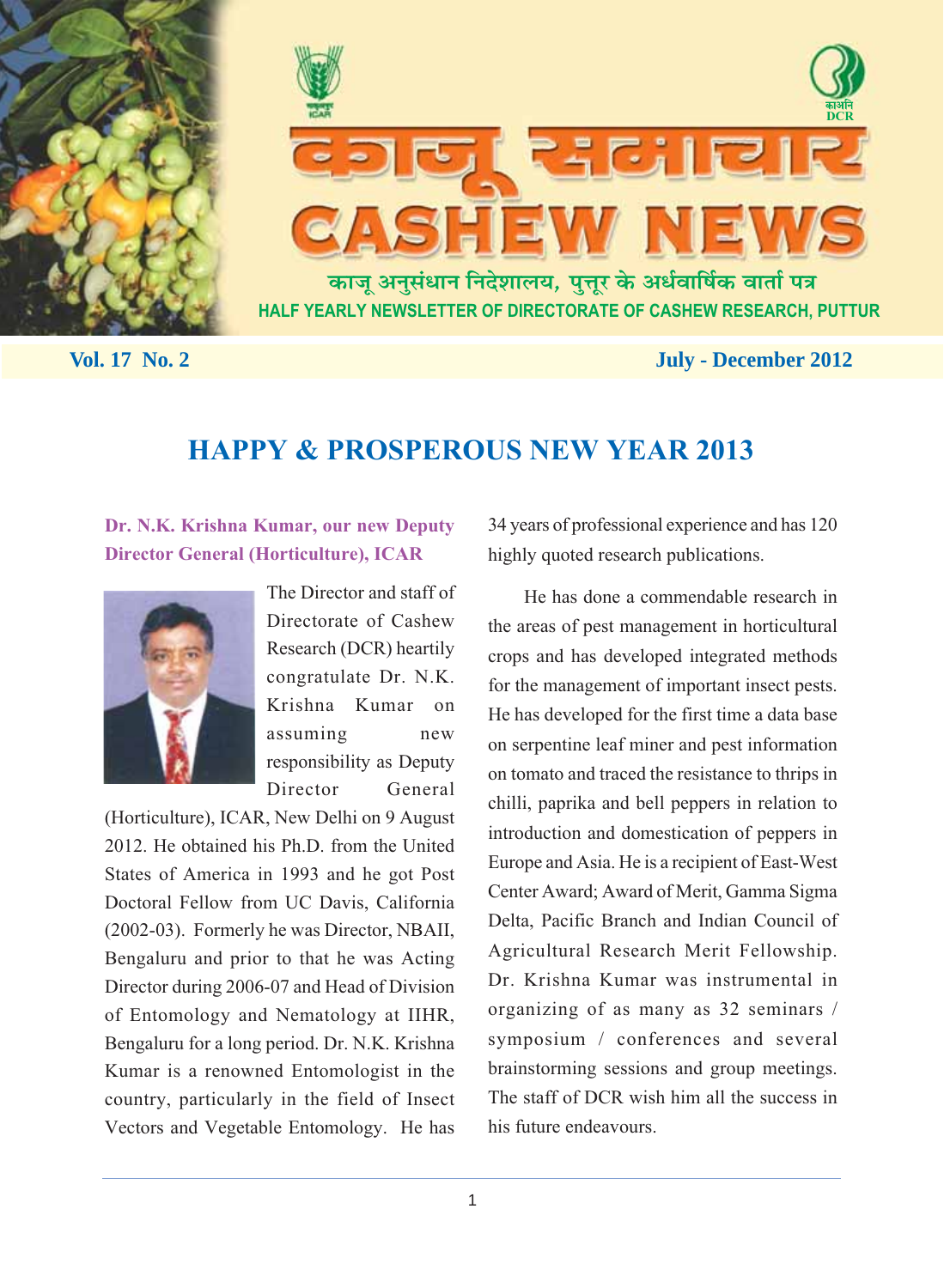# काजू समाचार
# CASHEW NEWS

काजू अनुसंधान निदेशालय, पुत्तूर के अर्धवार्षिक वार्ता पत्र

HALF YEARLY NEWSLETTER OF DIRECTORATE OF CASHEW RESEARCH, PUTTUR

**Vol. 17 No. 2** **July - December 2012**

## HAPPY & PROSPEROUS NEW YEAR 2013

### Dr. N.K. Krishna Kumar, our new Deputy Director General (Horticulture), ICAR

The Director and staff of Directorate of Cashew Research (DCR) heartily congratulate Dr. N.K. Krishna Kumar on assuming new responsibility as Deputy Director General (Horticulture), ICAR, New Delhi on 9 August 2012. He obtained his Ph.D. from the United States of America in 1993 and he got Post Doctoral Fellow from UC Davis, California (2002-03). Formerly he was Director, NBAII, Bengaluru and prior to that he was Acting Director during 2006-07 and Head of Division of Entomology and Nematology at IIHR, Bengaluru for a long period. Dr. N.K. Krishna Kumar is a renowned Entomologist in the country, particularly in the field of Insect Vectors and Vegetable Entomology. He has 34 years of professional experience and has 120 highly quoted research publications.

He has done a commendable research in the areas of pest management in horticultural crops and has developed integrated methods for the management of important insect pests. He has developed for the first time a data base on serpentine leaf miner and pest information on tomato and traced the resistance to thrips in chilli, paprika and bell peppers in relation to introduction and domestication of peppers in Europe and Asia. He is a recipient of East-West Center Award; Award of Merit, Gamma Sigma Delta, Pacific Branch and Indian Council of Agricultural Research Merit Fellowship. Dr. Krishna Kumar was instrumental in organizing of as many as 32 seminars / symposium / conferences and several brainstorming sessions and group meetings. The staff of DCR wish him all the success in his future endeavours.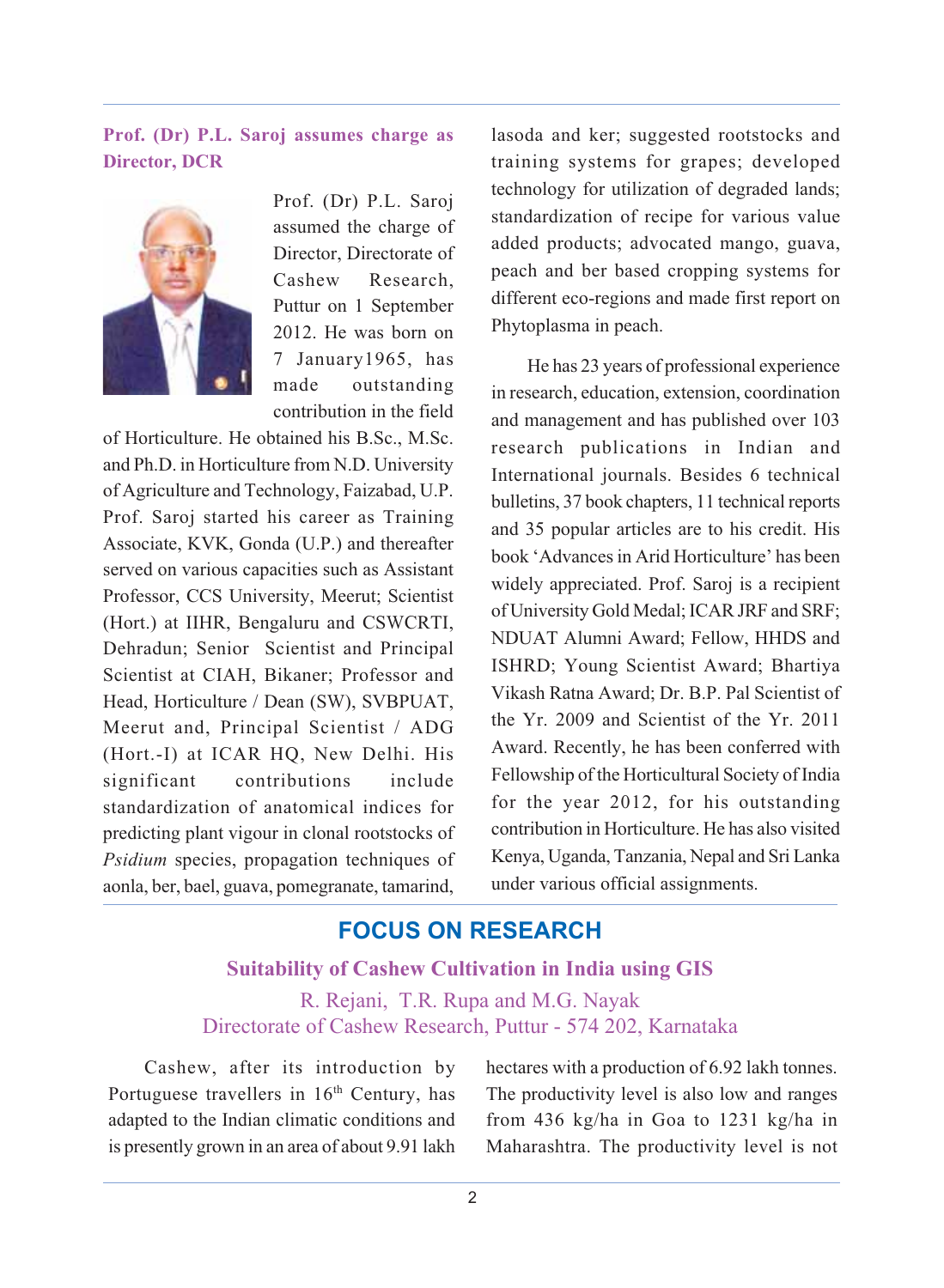### Prof. (Dr) P.L. Saroj assumes charge as Director, DCR

Prof. (Dr) P.L. Saroj assumed the charge of Director, Directorate of Cashew Research, Puttur on 1 September 2012. He was born on 7 January1965, has made outstanding contribution in the field of Horticulture. He obtained his B.Sc., M.Sc. and Ph.D. in Horticulture from N.D. University of Agriculture and Technology, Faizabad, U.P. Prof. Saroj started his career as Training Associate, KVK, Gonda (U.P.) and thereafter served on various capacities such as Assistant Professor, CCS University, Meerut; Scientist (Hort.) at IIHR, Bengaluru and CSWCRTI, Dehradun; Senior Scientist and Principal Scientist at CIAH, Bikaner; Professor and Head, Horticulture / Dean (SW), SVBPUAT, Meerut and, Principal Scientist / ADG (Hort.-I) at ICAR HQ, New Delhi. His significant contributions include standardization of anatomical indices for predicting plant vigour in clonal rootstocks of *Psidium* species, propagation techniques of aonla, ber, bael, guava, pomegranate, tamarind, lasoda and ker; suggested rootstocks and training systems for grapes; developed technology for utilization of degraded lands; standardization of recipe for various value added products; advocated mango, guava, peach and ber based cropping systems for different eco-regions and made first report on Phytoplasma in peach.

He has 23 years of professional experience in research, education, extension, coordination and management and has published over 103 research publications in Indian and International journals. Besides 6 technical bulletins, 37 book chapters, 11 technical reports and 35 popular articles are to his credit. His book 'Advances in Arid Horticulture' has been widely appreciated. Prof. Saroj is a recipient of University Gold Medal; ICAR JRF and SRF; NDUAT Alumni Award; Fellow, HHDS and ISHRD; Young Scientist Award; Bhartiya Vikash Ratna Award; Dr. B.P. Pal Scientist of the Yr. 2009 and Scientist of the Yr. 2011 Award. Recently, he has been conferred with Fellowship of the Horticultural Society of India for the year 2012, for his outstanding contribution in Horticulture. He has also visited Kenya, Uganda, Tanzania, Nepal and Sri Lanka under various official assignments.

## FOCUS ON RESEARCH

### Suitability of Cashew Cultivation in India using GIS

R. Rejani, T.R. Rupa and M.G. Nayak
Directorate of Cashew Research, Puttur - 574 202, Karnataka

Cashew, after its introduction by Portuguese travellers in 16th Century, has adapted to the Indian climatic conditions and is presently grown in an area of about 9.91 lakh hectares with a production of 6.92 lakh tonnes. The productivity level is also low and ranges from 436 kg/ha in Goa to 1231 kg/ha in Maharashtra. The productivity level is not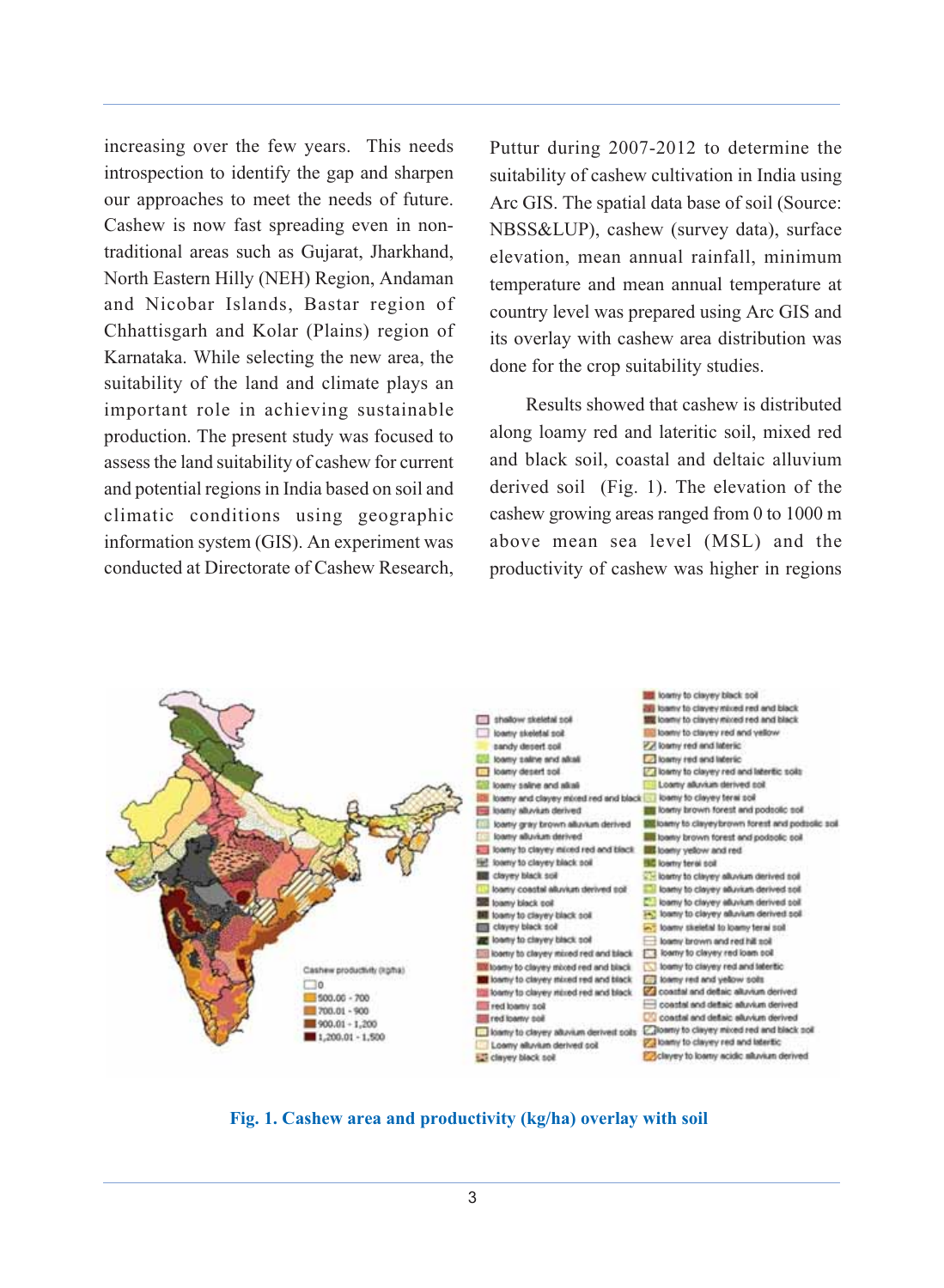increasing over the few years. This needs introspection to identify the gap and sharpen our approaches to meet the needs of future. Cashew is now fast spreading even in non-traditional areas such as Gujarat, Jharkhand, North Eastern Hilly (NEH) Region, Andaman and Nicobar Islands, Bastar region of Chhattisgarh and Kolar (Plains) region of Karnataka. While selecting the new area, the suitability of the land and climate plays an important role in achieving sustainable production. The present study was focused to assess the land suitability of cashew for current and potential regions in India based on soil and climatic conditions using geographic information system (GIS). An experiment was conducted at Directorate of Cashew Research, Puttur during 2007-2012 to determine the suitability of cashew cultivation in India using Arc GIS. The spatial data base of soil (Source: NBSS&LUP), cashew (survey data), surface elevation, mean annual rainfall, minimum temperature and mean annual temperature at country level was prepared using Arc GIS and its overlay with cashew area distribution was done for the crop suitability studies.

Results showed that cashew is distributed along loamy red and lateritic soil, mixed red and black soil, coastal and deltaic alluvium derived soil (Fig. 1). The elevation of the cashew growing areas ranged from 0 to 1000 m above mean sea level (MSL) and the productivity of cashew was higher in regions

**Fig. 1. Cashew area and productivity (kg/ha) overlay with soil**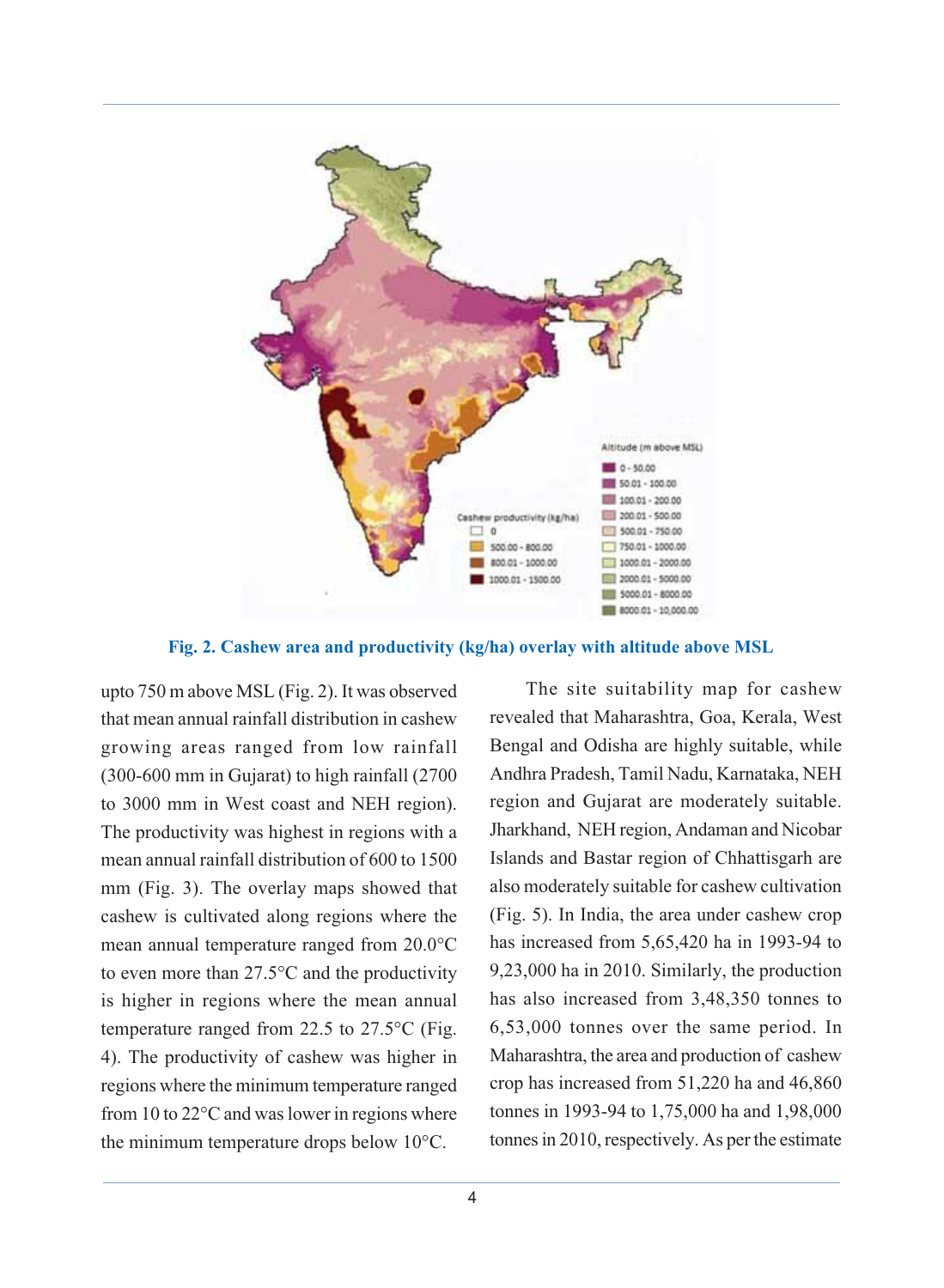Fig. 2. Cashew area and productivity (kg/ha) overlay with altitude above MSL

upto 750 m above MSL (Fig. 2). It was observed that mean annual rainfall distribution in cashew growing areas ranged from low rainfall (300-600 mm in Gujarat) to high rainfall (2700 to 3000 mm in West coast and NEH region). The productivity was highest in regions with a mean annual rainfall distribution of 600 to 1500 mm (Fig. 3). The overlay maps showed that cashew is cultivated along regions where the mean annual temperature ranged from 20.0°C to even more than 27.5°C and the productivity is higher in regions where the mean annual temperature ranged from 22.5 to 27.5°C (Fig. 4). The productivity of cashew was higher in regions where the minimum temperature ranged from 10 to 22°C and was lower in regions where the minimum temperature drops below 10°C.

The site suitability map for cashew revealed that Maharashtra, Goa, Kerala, West Bengal and Odisha are highly suitable, while Andhra Pradesh, Tamil Nadu, Karnataka, NEH region and Gujarat are moderately suitable. Jharkhand, NEH region, Andaman and Nicobar Islands and Bastar region of Chhattisgarh are also moderately suitable for cashew cultivation (Fig. 5). In India, the area under cashew crop has increased from 5,65,420 ha in 1993-94 to 9,23,000 ha in 2010. Similarly, the production has also increased from 3,48,350 tonnes to 6,53,000 tonnes over the same period. In Maharashtra, the area and production of cashew crop has increased from 51,220 ha and 46,860 tonnes in 1993-94 to 1,75,000 ha and 1,98,000 tonnes in 2010, respectively. As per the estimate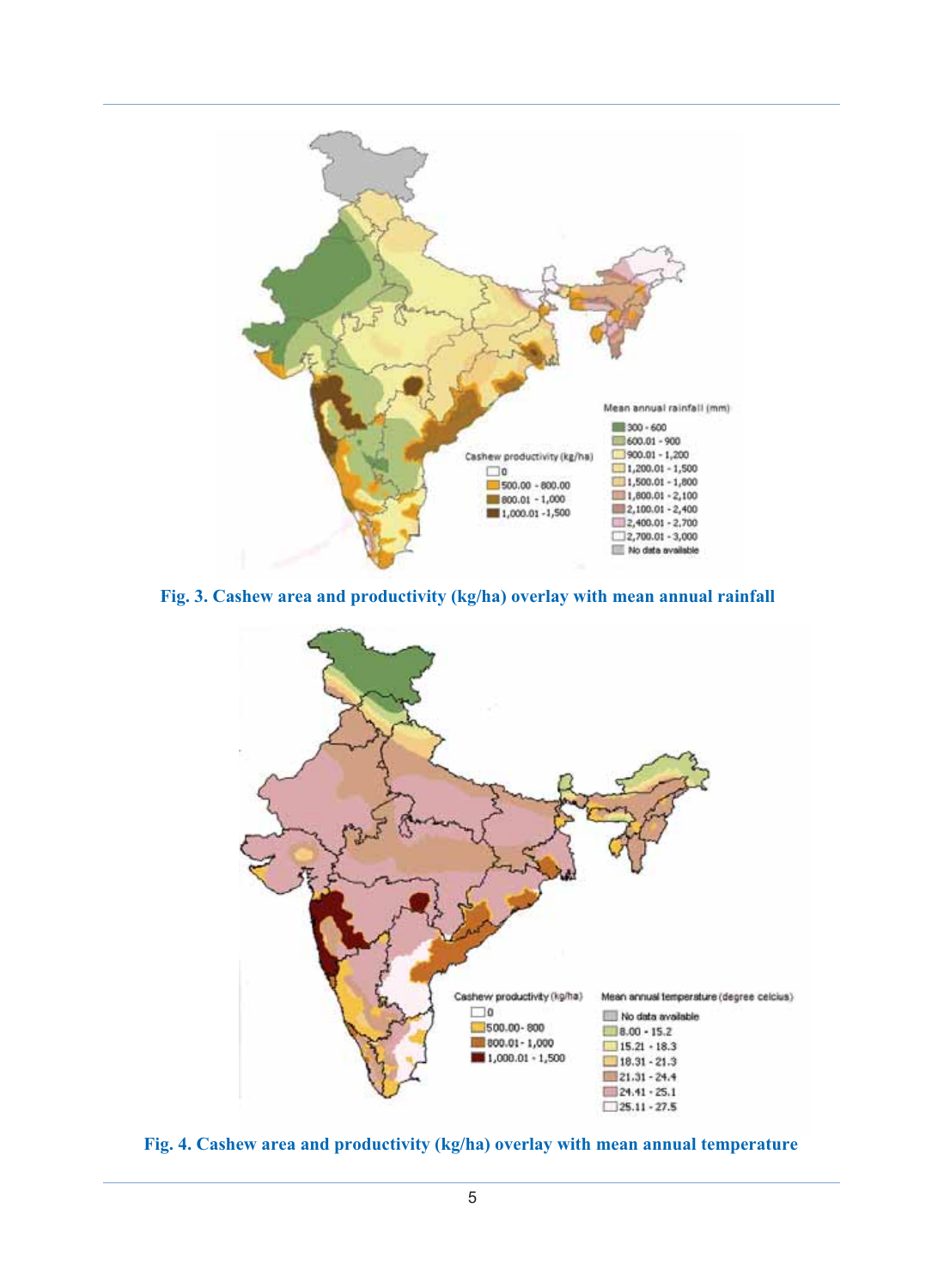Fig. 3. Cashew area and productivity (kg/ha) overlay with mean annual rainfall

Fig. 4. Cashew area and productivity (kg/ha) overlay with mean annual temperature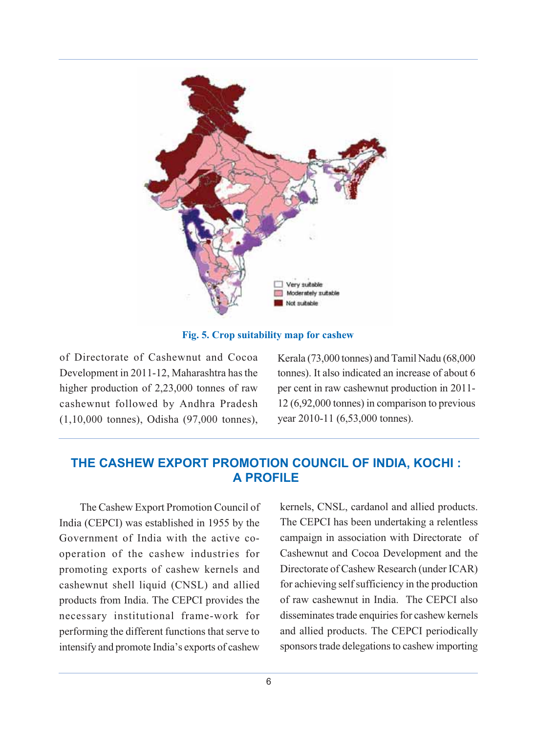Fig. 5. Crop suitability map for cashew

of Directorate of Cashewnut and Cocoa Development in 2011-12, Maharashtra has the higher production of 2,23,000 tonnes of raw cashewnut followed by Andhra Pradesh (1,10,000 tonnes), Odisha (97,000 tonnes), Kerala (73,000 tonnes) and Tamil Nadu (68,000 tonnes). It also indicated an increase of about 6 per cent in raw cashewnut production in 2011-12 (6,92,000 tonnes) in comparison to previous year 2010-11 (6,53,000 tonnes).

## THE CASHEW EXPORT PROMOTION COUNCIL OF INDIA, KOCHI : A PROFILE

The Cashew Export Promotion Council of India (CEPCI) was established in 1955 by the Government of India with the active co-operation of the cashew industries for promoting exports of cashew kernels and cashewnut shell liquid (CNSL) and allied products from India. The CEPCI provides the necessary institutional frame-work for performing the different functions that serve to intensify and promote India's exports of cashew kernels, CNSL, cardanol and allied products. The CEPCI has been undertaking a relentless campaign in association with Directorate of Cashewnut and Cocoa Development and the Directorate of Cashew Research (under ICAR) for achieving self sufficiency in the production of raw cashewnut in India. The CEPCI also disseminates trade enquiries for cashew kernels and allied products. The CEPCI periodically sponsors trade delegations to cashew importing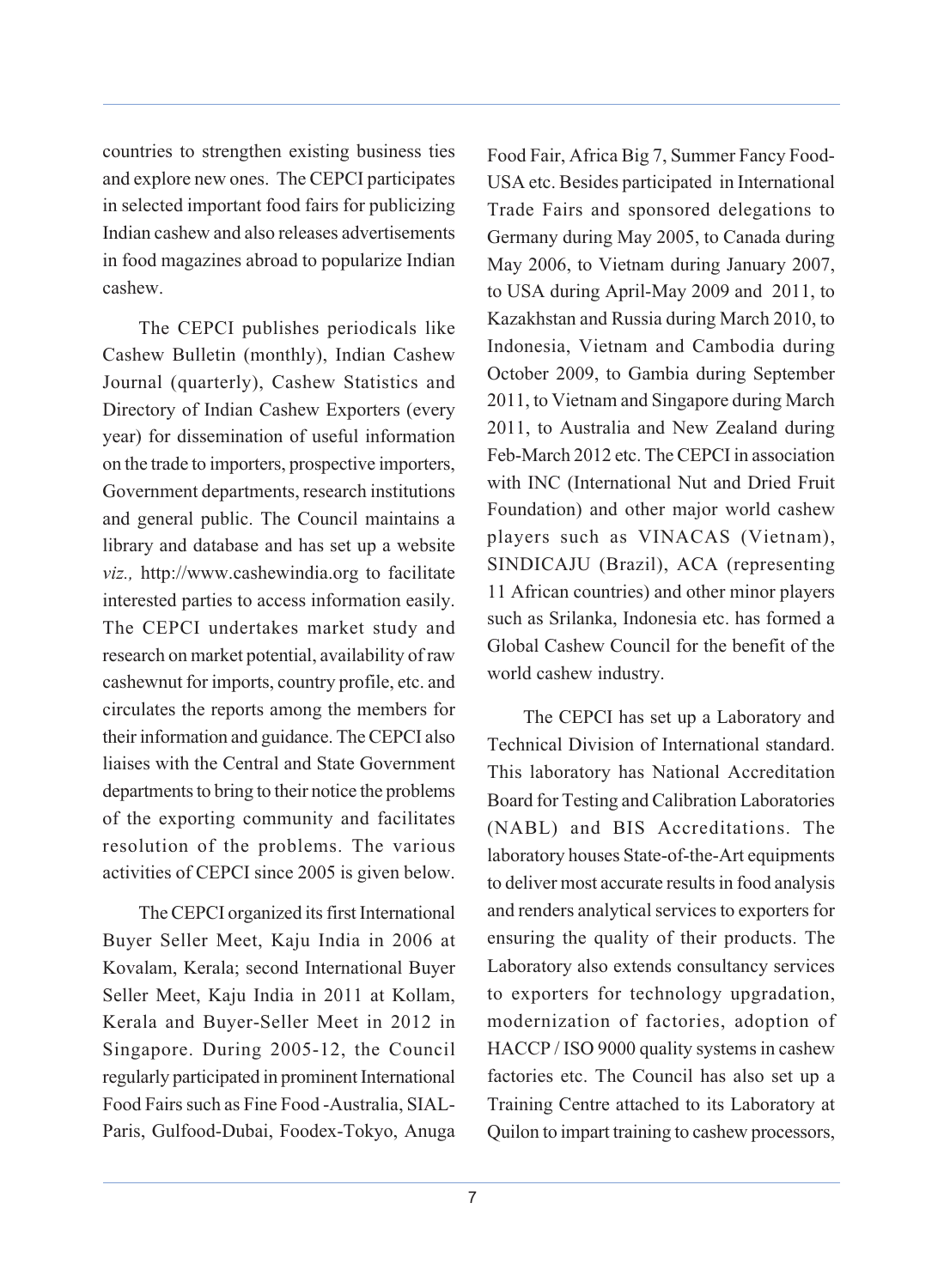countries to strengthen existing business ties and explore new ones. The CEPCI participates in selected important food fairs for publicizing Indian cashew and also releases advertisements in food magazines abroad to popularize Indian cashew.

The CEPCI publishes periodicals like Cashew Bulletin (monthly), Indian Cashew Journal (quarterly), Cashew Statistics and Directory of Indian Cashew Exporters (every year) for dissemination of useful information on the trade to importers, prospective importers, Government departments, research institutions and general public. The Council maintains a library and database and has set up a website *viz.,* http://www.cashewindia.org to facilitate interested parties to access information easily. The CEPCI undertakes market study and research on market potential, availability of raw cashewnut for imports, country profile, etc. and circulates the reports among the members for their information and guidance. The CEPCI also liaises with the Central and State Government departments to bring to their notice the problems of the exporting community and facilitates resolution of the problems. The various activities of CEPCI since 2005 is given below.

The CEPCI organized its first International Buyer Seller Meet, Kaju India in 2006 at Kovalam, Kerala; second International Buyer Seller Meet, Kaju India in 2011 at Kollam, Kerala and Buyer-Seller Meet in 2012 in Singapore. During 2005-12, the Council regularly participated in prominent International Food Fairs such as Fine Food -Australia, SIAL-Paris, Gulfood-Dubai, Foodex-Tokyo, Anuga Food Fair, Africa Big 7, Summer Fancy Food-USA etc. Besides participated in International Trade Fairs and sponsored delegations to Germany during May 2005, to Canada during May 2006, to Vietnam during January 2007, to USA during April-May 2009 and 2011, to Kazakhstan and Russia during March 2010, to Indonesia, Vietnam and Cambodia during October 2009, to Gambia during September 2011, to Vietnam and Singapore during March 2011, to Australia and New Zealand during Feb-March 2012 etc. The CEPCI in association with INC (International Nut and Dried Fruit Foundation) and other major world cashew players such as VINACAS (Vietnam), SINDICAJU (Brazil), ACA (representing 11 African countries) and other minor players such as Srilanka, Indonesia etc. has formed a Global Cashew Council for the benefit of the world cashew industry.

The CEPCI has set up a Laboratory and Technical Division of International standard. This laboratory has National Accreditation Board for Testing and Calibration Laboratories (NABL) and BIS Accreditations. The laboratory houses State-of-the-Art equipments to deliver most accurate results in food analysis and renders analytical services to exporters for ensuring the quality of their products. The Laboratory also extends consultancy services to exporters for technology upgradation, modernization of factories, adoption of HACCP / ISO 9000 quality systems in cashew factories etc. The Council has also set up a Training Centre attached to its Laboratory at Quilon to impart training to cashew processors,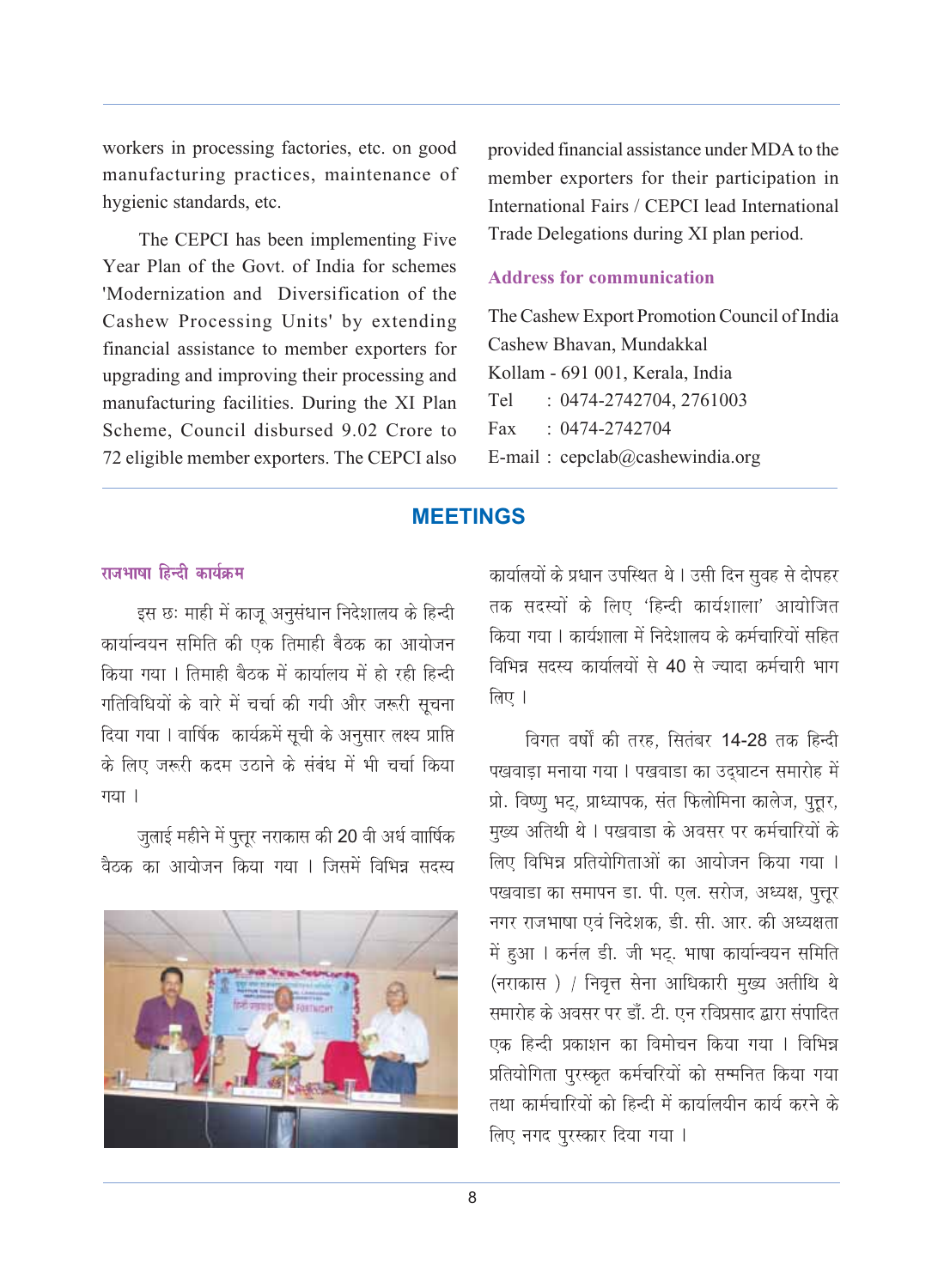workers in processing factories, etc. on good manufacturing practices, maintenance of hygienic standards, etc.

The CEPCI has been implementing Five Year Plan of the Govt. of India for schemes 'Modernization and Diversification of the Cashew Processing Units' by extending financial assistance to member exporters for upgrading and improving their processing and manufacturing facilities. During the XI Plan Scheme, Council disbursed 9.02 Crore to 72 eligible member exporters. The CEPCI also provided financial assistance under MDA to the member exporters for their participation in International Fairs / CEPCI lead International Trade Delegations during XI plan period.

### Address for communication

The Cashew Export Promotion Council of India
Cashew Bhavan, Mundakkal
Kollam - 691 001, Kerala, India
Tel : 0474-2742704, 2761003
Fax : 0474-2742704
E-mail : cepclab@cashewindia.org

## MEETINGS

### राजभाषा हिन्दी कार्यक्रम

इस छः माही में काजू अनुसंधान निदेशालय के हिन्दी कार्यान्वयन समिति की एक तिमाही बैठक का आयोजन किया गया । तिमाही बैठक में कार्यालय में हो रही हिन्दी गतिविधियों के वारे में चर्चा की गयी और जरूरी सूचना दिया गया । वार्षिक कार्यक्रमें सूची के अनुसार लक्ष्य प्राप्ति के लिए जरूरी कदम उठाने के संबंध में भी चर्चा किया गया ।

जुलाई महीने में पुत्तूर नराकास की 20 वी अर्ध वार्षिक वैठक का आयोजन किया गया । जिसमें विभिन्न सदस्य कार्यालयों के प्रधान उपस्थित थे । उसी दिन सुवह से दोपहर तक सदस्यों के लिए 'हिन्दी कार्यशाला' आयोजित किया गया । कार्यशाला में निदेशालय के कर्मचारियों सहित विभिन्न सदस्य कार्यालयों से 40 से ज्यादा कर्मचारी भाग लिए ।

विगत वर्षों की तरह, सितंबर 14-28 तक हिन्दी पखवाड़ा मनाया गया । पखवाडा का उद्घाटन समारोह में प्रो. विष्णु भट्, प्राध्यापक, संत फिलोमिना कालेज, पुत्तूर, मुख्य अतिथी थे । पखवाडा के अवसर पर कर्मचारियों के लिए विभिन्न प्रतियोगिताओं का आयोजन किया गया । पखवाडा का समापन डा. पी. एल. सरोज, अध्यक्ष, पुत्तूर नगर राजभाषा एवं निदेशक, डी. सी. आर. की अध्यक्षता में हुआ । कर्नल डी. जी भट्. भाषा कार्यान्वयन समिति (नराकास ) / निवृत्त सेना आधिकारी मुख्य अतीथि थे समारोह के अवसर पर डॉ. टी. एन रविप्रसाद द्वारा संपादित एक हिन्दी प्रकाशन का विमोचन किया गया । विभिन्न प्रतियोगिता पुरस्कृत कर्मचरियों को सम्मनित किया गया तथा कार्मचारियों को हिन्दी में कार्यालयीन कार्य करने के लिए नगद पुरस्कार दिया गया ।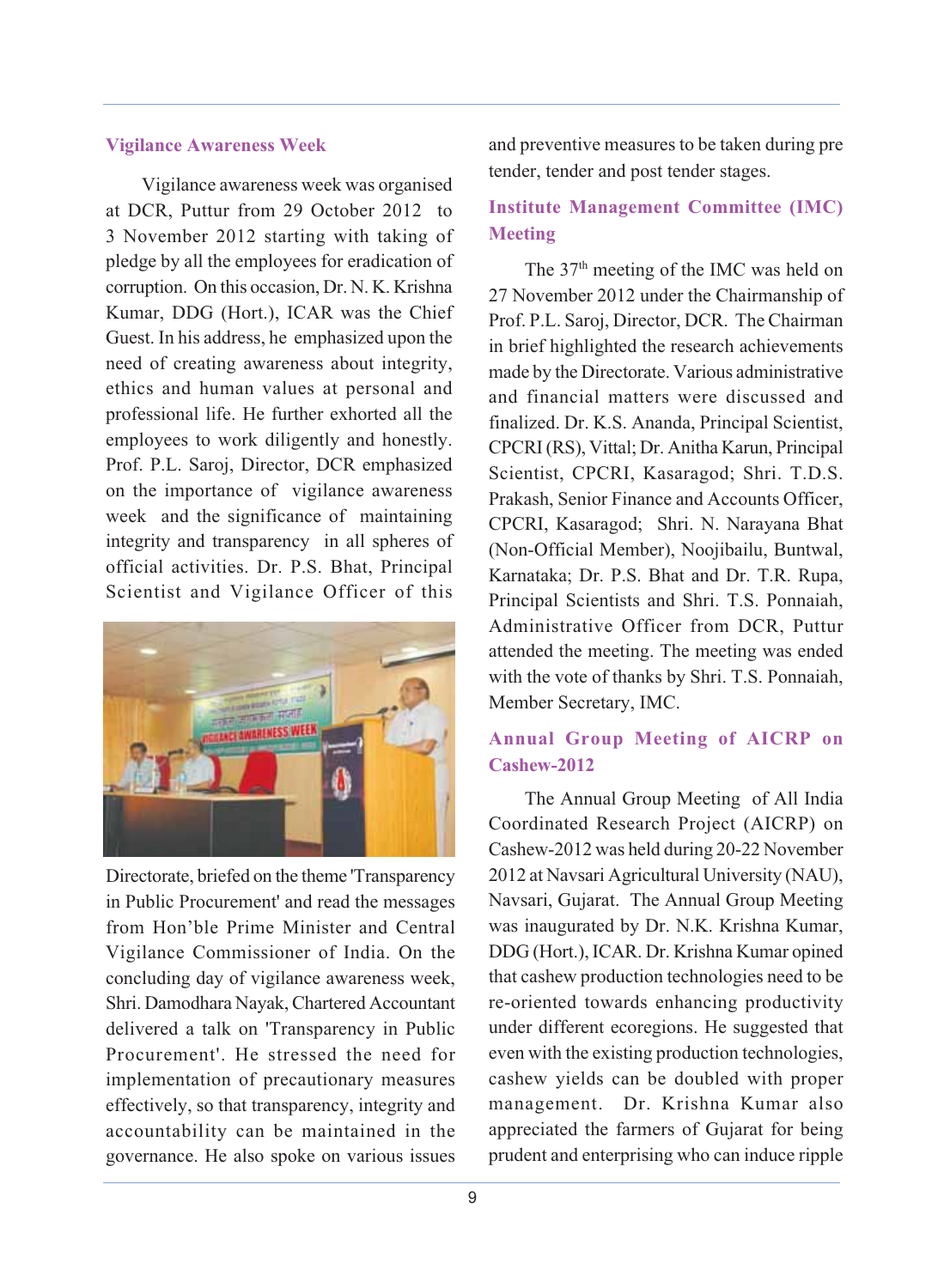## Vigilance Awareness Week

Vigilance awareness week was organised at DCR, Puttur from 29 October 2012 to 3 November 2012 starting with taking of pledge by all the employees for eradication of corruption. On this occasion, Dr. N. K. Krishna Kumar, DDG (Hort.), ICAR was the Chief Guest. In his address, he emphasized upon the need of creating awareness about integrity, ethics and human values at personal and professional life. He further exhorted all the employees to work diligently and honestly. Prof. P.L. Saroj, Director, DCR emphasized on the importance of vigilance awareness week and the significance of maintaining integrity and transparency in all spheres of official activities. Dr. P.S. Bhat, Principal Scientist and Vigilance Officer of this Directorate, briefed on the theme 'Transparency in Public Procurement' and read the messages from Hon'ble Prime Minister and Central Vigilance Commissioner of India. On the concluding day of vigilance awareness week, Shri. Damodhara Nayak, Chartered Accountant delivered a talk on 'Transparency in Public Procurement'. He stressed the need for implementation of precautionary measures effectively, so that transparency, integrity and accountability can be maintained in the governance. He also spoke on various issues and preventive measures to be taken during pre tender, tender and post tender stages.

## Institute Management Committee (IMC) Meeting

The 37th meeting of the IMC was held on 27 November 2012 under the Chairmanship of Prof. P.L. Saroj, Director, DCR. The Chairman in brief highlighted the research achievements made by the Directorate. Various administrative and financial matters were discussed and finalized. Dr. K.S. Ananda, Principal Scientist, CPCRI (RS), Vittal; Dr. Anitha Karun, Principal Scientist, CPCRI, Kasaragod; Shri. T.D.S. Prakash, Senior Finance and Accounts Officer, CPCRI, Kasaragod; Shri. N. Narayana Bhat (Non-Official Member), Noojibailu, Buntwal, Karnataka; Dr. P.S. Bhat and Dr. T.R. Rupa, Principal Scientists and Shri. T.S. Ponnaiah, Administrative Officer from DCR, Puttur attended the meeting. The meeting was ended with the vote of thanks by Shri. T.S. Ponnaiah, Member Secretary, IMC.

## Annual Group Meeting of AICRP on Cashew-2012

The Annual Group Meeting of All India Coordinated Research Project (AICRP) on Cashew-2012 was held during 20-22 November 2012 at Navsari Agricultural University (NAU), Navsari, Gujarat. The Annual Group Meeting was inaugurated by Dr. N.K. Krishna Kumar, DDG (Hort.), ICAR. Dr. Krishna Kumar opined that cashew production technologies need to be re-oriented towards enhancing productivity under different ecoregions. He suggested that even with the existing production technologies, cashew yields can be doubled with proper management. Dr. Krishna Kumar also appreciated the farmers of Gujarat for being prudent and enterprising who can induce ripple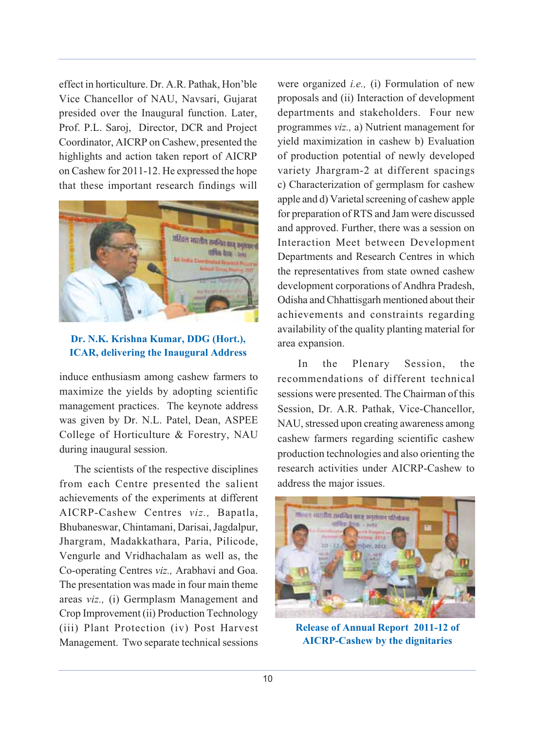effect in horticulture. Dr. A.R. Pathak, Hon'ble Vice Chancellor of NAU, Navsari, Gujarat presided over the Inaugural function. Later, Prof. P.L. Saroj, Director, DCR and Project Coordinator, AICRP on Cashew, presented the highlights and action taken report of AICRP on Cashew for 2011-12. He expressed the hope that these important research findings will induce enthusiasm among cashew farmers to maximize the yields by adopting scientific management practices. The keynote address was given by Dr. N.L. Patel, Dean, ASPEE College of Horticulture & Forestry, NAU during inaugural session.

**Dr. N.K. Krishna Kumar, DDG (Hort.), ICAR, delivering the Inaugural Address**

The scientists of the respective disciplines from each Centre presented the salient achievements of the experiments at different AICRP-Cashew Centres *viz.,* Bapatla, Bhubaneswar, Chintamani, Darisai, Jagdalpur, Jhargram, Madakkathara, Paria, Pilicode, Vengurle and Vridhachalam as well as, the Co-operating Centres *viz.,* Arabhavi and Goa. The presentation was made in four main theme areas *viz.,* (i) Germplasm Management and Crop Improvement (ii) Production Technology (iii) Plant Protection (iv) Post Harvest Management. Two separate technical sessions were organized *i.e.,* (i) Formulation of new proposals and (ii) Interaction of development departments and stakeholders. Four new programmes *viz.,* a) Nutrient management for yield maximization in cashew b) Evaluation of production potential of newly developed variety Jhargram-2 at different spacings c) Characterization of germplasm for cashew apple and d) Varietal screening of cashew apple for preparation of RTS and Jam were discussed and approved. Further, there was a session on Interaction Meet between Development Departments and Research Centres in which the representatives from state owned cashew development corporations of Andhra Pradesh, Odisha and Chhattisgarh mentioned about their achievements and constraints regarding availability of the quality planting material for area expansion.

In the Plenary Session, the recommendations of different technical sessions were presented. The Chairman of this Session, Dr. A.R. Pathak, Vice-Chancellor, NAU, stressed upon creating awareness among cashew farmers regarding scientific cashew production technologies and also orienting the research activities under AICRP-Cashew to address the major issues.

**Release of Annual Report 2011-12 of AICRP-Cashew by the dignitaries**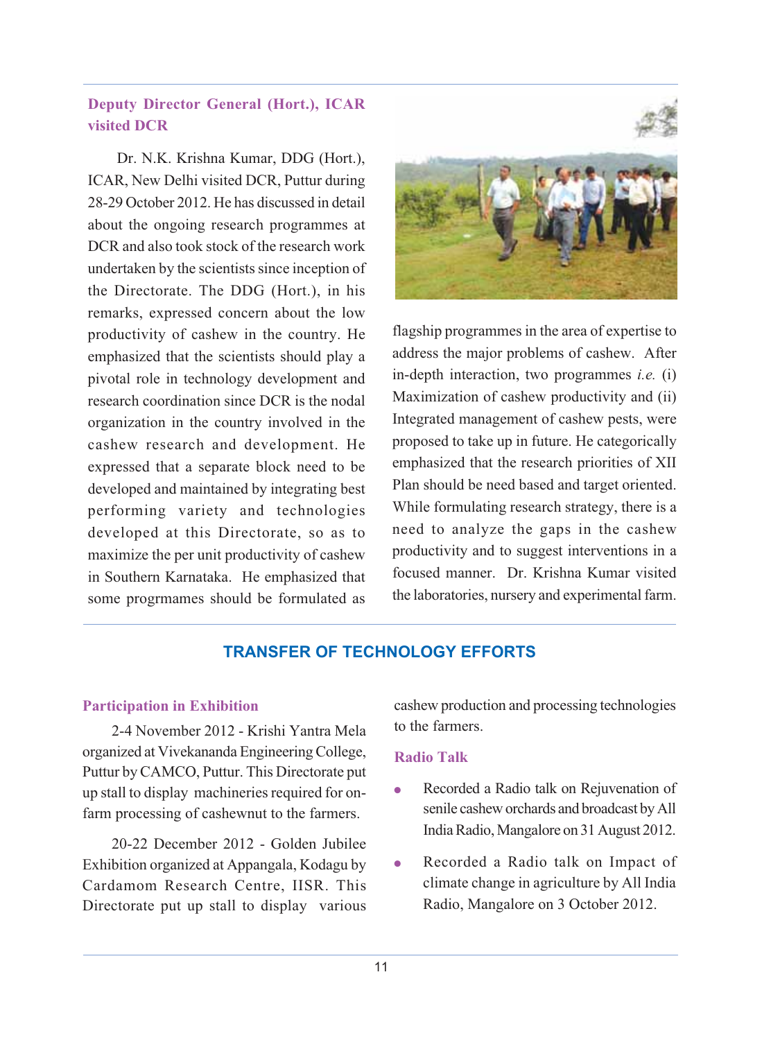### Deputy Director General (Hort.), ICAR visited DCR

Dr. N.K. Krishna Kumar, DDG (Hort.), ICAR, New Delhi visited DCR, Puttur during 28-29 October 2012. He has discussed in detail about the ongoing research programmes at DCR and also took stock of the research work undertaken by the scientists since inception of the Directorate. The DDG (Hort.), in his remarks, expressed concern about the low productivity of cashew in the country. He emphasized that the scientists should play a pivotal role in technology development and research coordination since DCR is the nodal organization in the country involved in the cashew research and development. He expressed that a separate block need to be developed and maintained by integrating best performing variety and technologies developed at this Directorate, so as to maximize the per unit productivity of cashew in Southern Karnataka. He emphasized that some progrmames should be formulated as flagship programmes in the area of expertise to address the major problems of cashew. After in-depth interaction, two programmes *i.e.* (i) Maximization of cashew productivity and (ii) Integrated management of cashew pests, were proposed to take up in future. He categorically emphasized that the research priorities of XII Plan should be need based and target oriented. While formulating research strategy, there is a need to analyze the gaps in the cashew productivity and to suggest interventions in a focused manner. Dr. Krishna Kumar visited the laboratories, nursery and experimental farm.

## TRANSFER OF TECHNOLOGY EFFORTS

### Participation in Exhibition

2-4 November 2012 - Krishi Yantra Mela organized at Vivekananda Engineering College, Puttur by CAMCO, Puttur. This Directorate put up stall to display machineries required for on-farm processing of cashewnut to the farmers.

20-22 December 2012 - Golden Jubilee Exhibition organized at Appangala, Kodagu by Cardamom Research Centre, IISR. This Directorate put up stall to display various cashew production and processing technologies to the farmers.

### Radio Talk

- Recorded a Radio talk on Rejuvenation of senile cashew orchards and broadcast by All India Radio, Mangalore on 31 August 2012.
- Recorded a Radio talk on Impact of climate change in agriculture by All India Radio, Mangalore on 3 October 2012.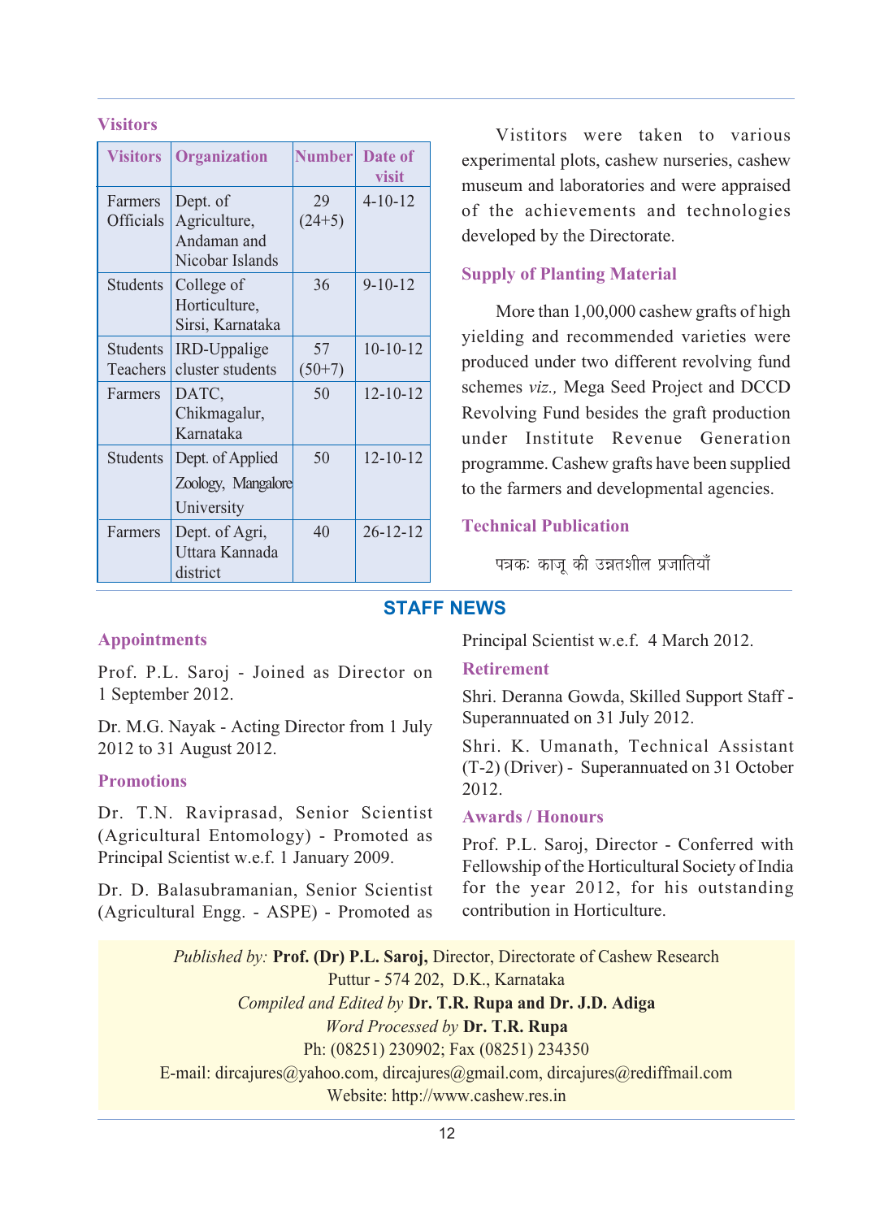## Visitors

| Visitors | Organization | Number | Date of visit |
|---|---|---|---|
| Farmers Officials | Dept. of Agriculture, Andaman and Nicobar Islands | 29 (24+5) | 4-10-12 |
| Students | College of Horticulture, Sirsi, Karnataka | 36 | 9-10-12 |
| Students Teachers | IRD-Uppalige cluster students | 57 (50+7) | 10-10-12 |
| Farmers | DATC, Chikmagalur, Karnataka | 50 | 12-10-12 |
| Students | Dept. of Applied Zoology, Mangalore University | 50 | 12-10-12 |
| Farmers | Dept. of Agri, Uttara Kannada district | 40 | 26-12-12 |

Vistitors were taken to various experimental plots, cashew nurseries, cashew museum and laboratories and were appraised of the achievements and technologies developed by the Directorate.

### Supply of Planting Material

More than 1,00,000 cashew grafts of high yielding and recommended varieties were produced under two different revolving fund schemes *viz.,* Mega Seed Project and DCCD Revolving Fund besides the graft production under Institute Revenue Generation programme. Cashew grafts have been supplied to the farmers and developmental agencies.

### Technical Publication

पत्रकः काजू की उन्नतशील प्रजातियाँ

## STAFF NEWS

### Appointments

Prof. P.L. Saroj - Joined as Director on 1 September 2012.

Dr. M.G. Nayak - Acting Director from 1 July 2012 to 31 August 2012.

### Promotions

Dr. T.N. Raviprasad, Senior Scientist (Agricultural Entomology) - Promoted as Principal Scientist w.e.f. 1 January 2009.

Dr. D. Balasubramanian, Senior Scientist (Agricultural Engg. - ASPE) - Promoted as Principal Scientist w.e.f. 4 March 2012.

### Retirement

Shri. Deranna Gowda, Skilled Support Staff - Superannuated on 31 July 2012.

Shri. K. Umanath, Technical Assistant (T-2) (Driver) - Superannuated on 31 October 2012.

### Awards / Honours

Prof. P.L. Saroj, Director - Conferred with Fellowship of the Horticultural Society of India for the year 2012, for his outstanding contribution in Horticulture.

*Published by:* **Prof. (Dr) P.L. Saroj,** Director, Directorate of Cashew Research
Puttur - 574 202, D.K., Karnataka
*Compiled and Edited by* **Dr. T.R. Rupa and Dr. J.D. Adiga**
*Word Processed by* **Dr. T.R. Rupa**
Ph: (08251) 230902; Fax (08251) 234350
E-mail: dircajures@yahoo.com, dircajures@gmail.com, dircajures@rediffmail.com
Website: http://www.cashew.res.in